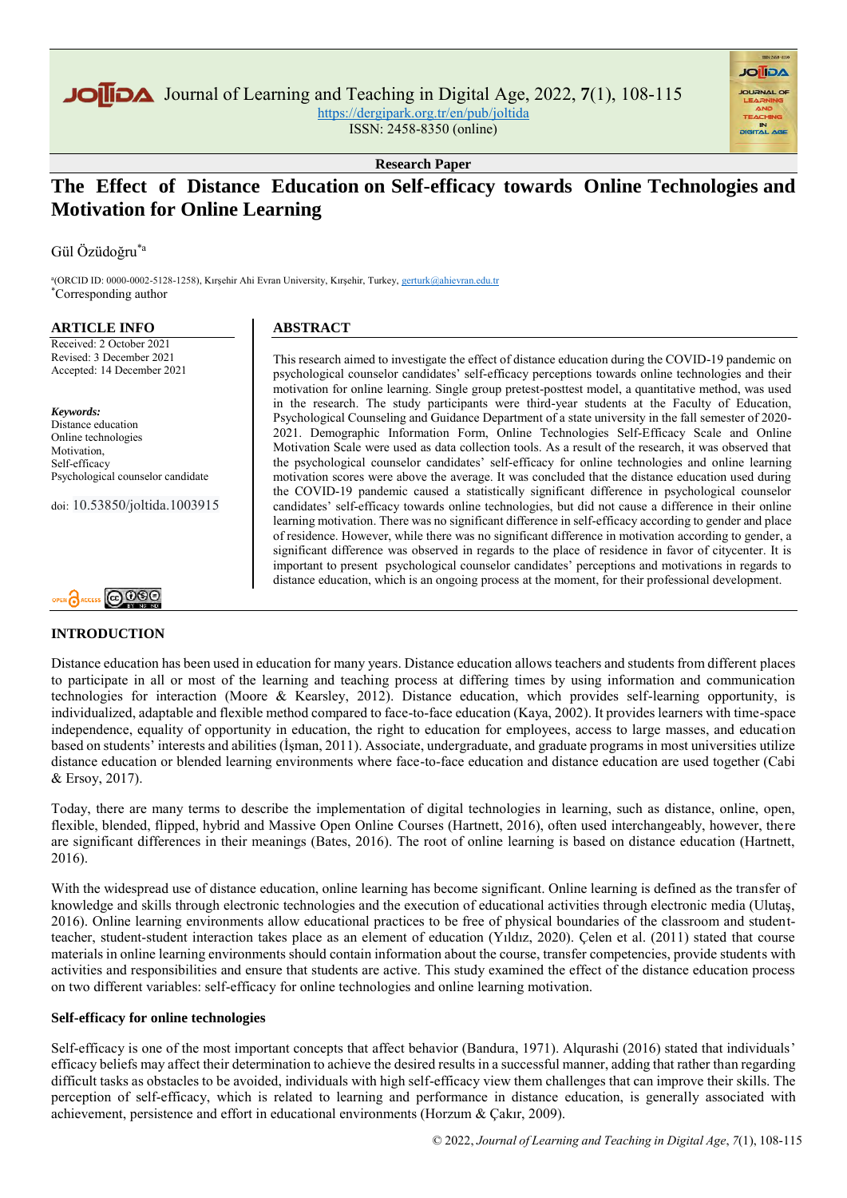Research Paper

# The Effect of Distance Education on Self-efficacy towards Online Technologies and Motivation for Online Learning

Gül Özüdoğru[*a]

[a](ORCID ID: 0000-0002-5128-1258), Kırşehir Ahi Evran University, Kırşehir, Turkey, gerturk@ahievran.edu.tr
[*]Corresponding author

## ARTICLE INFO

Received: 2 October 2021
Revised: 3 December 2021
Accepted: 14 December 2021

***Keywords:***
Distance education
Online technologies
Motivation,
Self-efficacy
Psychological counselor candidate

doi: 10.53850/joltida.1003915

## ABSTRACT

This research aimed to investigate the effect of distance education during the COVID-19 pandemic on psychological counselor candidates' self-efficacy perceptions towards online technologies and their motivation for online learning. Single group pretest-posttest model, a quantitative method, was used in the research. The study participants were third-year students at the Faculty of Education, Psychological Counseling and Guidance Department of a state university in the fall semester of 2020-2021. Demographic Information Form, Online Technologies Self-Efficacy Scale and Online Motivation Scale were used as data collection tools. As a result of the research, it was observed that the psychological counselor candidates' self-efficacy for online technologies and online learning motivation scores were above the average. It was concluded that the distance education used during the COVID-19 pandemic caused a statistically significant difference in psychological counselor candidates' self-efficacy towards online technologies, but did not cause a difference in their online learning motivation. There was no significant difference in self-efficacy according to gender and place of residence. However, while there was no significant difference in motivation according to gender, a significant difference was observed in regards to the place of residence in favor of citycenter. It is important to present psychological counselor candidates' perceptions and motivations in regards to distance education, which is an ongoing process at the moment, for their professional development.

## INTRODUCTION

Distance education has been used in education for many years. Distance education allows teachers and students from different places to participate in all or most of the learning and teaching process at differing times by using information and communication technologies for interaction (Moore & Kearsley, 2012). Distance education, which provides self-learning opportunity, is individualized, adaptable and flexible method compared to face-to-face education (Kaya, 2002). It provides learners with time-space independence, equality of opportunity in education, the right to education for employees, access to large masses, and education based on students' interests and abilities (İşman, 2011). Associate, undergraduate, and graduate programs in most universities utilize distance education or blended learning environments where face-to-face education and distance education are used together (Cabi & Ersoy, 2017).

Today, there are many terms to describe the implementation of digital technologies in learning, such as distance, online, open, flexible, blended, flipped, hybrid and Massive Open Online Courses (Hartnett, 2016), often used interchangeably, however, there are significant differences in their meanings (Bates, 2016). The root of online learning is based on distance education (Hartnett, 2016).

With the widespread use of distance education, online learning has become significant. Online learning is defined as the transfer of knowledge and skills through electronic technologies and the execution of educational activities through electronic media (Ulutaş, 2016). Online learning environments allow educational practices to be free of physical boundaries of the classroom and student-teacher, student-student interaction takes place as an element of education (Yıldız, 2020). Çelen et al. (2011) stated that course materials in online learning environments should contain information about the course, transfer competencies, provide students with activities and responsibilities and ensure that students are active. This study examined the effect of the distance education process on two different variables: self-efficacy for online technologies and online learning motivation.

### Self-efficacy for online technologies

Self-efficacy is one of the most important concepts that affect behavior (Bandura, 1971). Alqurashi (2016) stated that individuals' efficacy beliefs may affect their determination to achieve the desired results in a successful manner, adding that rather than regarding difficult tasks as obstacles to be avoided, individuals with high self-efficacy view them challenges that can improve their skills. The perception of self-efficacy, which is related to learning and performance in distance education, is generally associated with achievement, persistence and effort in educational environments (Horzum & Çakır, 2009).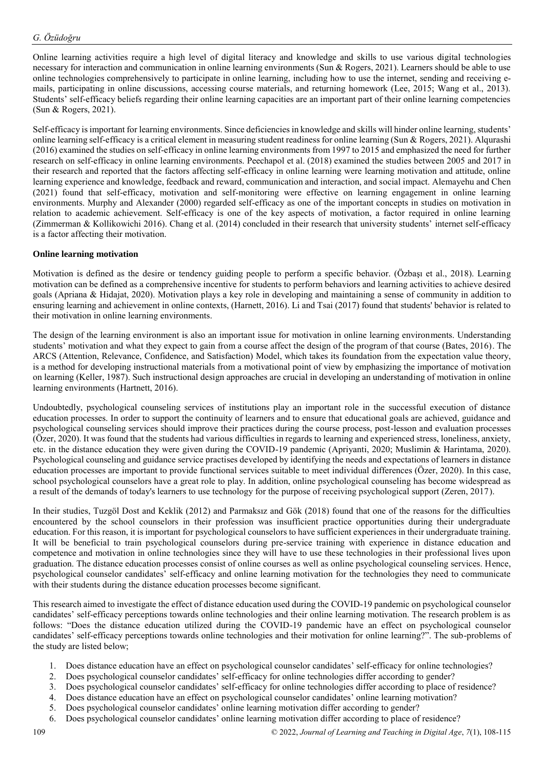Online learning activities require a high level of digital literacy and knowledge and skills to use various digital technologies necessary for interaction and communication in online learning environments (Sun & Rogers, 2021). Learners should be able to use online technologies comprehensively to participate in online learning, including how to use the internet, sending and receiving e-mails, participating in online discussions, accessing course materials, and returning homework (Lee, 2015; Wang et al., 2013). Students' self-efficacy beliefs regarding their online learning capacities are an important part of their online learning competencies (Sun & Rogers, 2021).

Self-efficacy is important for learning environments. Since deficiencies in knowledge and skills will hinder online learning, students' online learning self-efficacy is a critical element in measuring student readiness for online learning (Sun & Rogers, 2021). Alqurashi (2016) examined the studies on self-efficacy in online learning environments from 1997 to 2015 and emphasized the need for further research on self-efficacy in online learning environments. Peechapol et al. (2018) examined the studies between 2005 and 2017 in their research and reported that the factors affecting self-efficacy in online learning were learning motivation and attitude, online learning experience and knowledge, feedback and reward, communication and interaction, and social impact. Alemayehu and Chen (2021) found that self-efficacy, motivation and self-monitoring were effective on learning engagement in online learning environments. Murphy and Alexander (2000) regarded self-efficacy as one of the important concepts in studies on motivation in relation to academic achievement. Self-efficacy is one of the key aspects of motivation, a factor required in online learning (Zimmerman & Kollikowichi 2016). Chang et al. (2014) concluded in their research that university students' internet self-efficacy is a factor affecting their motivation.

### Online learning motivation

Motivation is defined as the desire or tendency guiding people to perform a specific behavior. (Özbaşı et al., 2018). Learning motivation can be defined as a comprehensive incentive for students to perform behaviors and learning activities to achieve desired goals (Apriana & Hidajat, 2020). Motivation plays a key role in developing and maintaining a sense of community in addition to ensuring learning and achievement in online contexts, (Harnett, 2016). Li and Tsai (2017) found that students' behavior is related to their motivation in online learning environments.

The design of the learning environment is also an important issue for motivation in online learning environments. Understanding students' motivation and what they expect to gain from a course affect the design of the program of that course (Bates, 2016). The ARCS (Attention, Relevance, Confidence, and Satisfaction) Model, which takes its foundation from the expectation value theory, is a method for developing instructional materials from a motivational point of view by emphasizing the importance of motivation on learning (Keller, 1987). Such instructional design approaches are crucial in developing an understanding of motivation in online learning environments (Hartnett, 2016).

Undoubtedly, psychological counseling services of institutions play an important role in the successful execution of distance education processes. In order to support the continuity of learners and to ensure that educational goals are achieved, guidance and psychological counseling services should improve their practices during the course process, post-lesson and evaluation processes (Özer, 2020). It was found that the students had various difficulties in regards to learning and experienced stress, loneliness, anxiety, etc. in the distance education they were given during the COVID-19 pandemic (Apriyanti, 2020; Muslimin & Harintama, 2020). Psychological counseling and guidance service practises developed by identifying the needs and expectations of learners in distance education processes are important to provide functional services suitable to meet individual differences (Özer, 2020). In this case, school psychological counselors have a great role to play. In addition, online psychological counseling has become widespread as a result of the demands of today's learners to use technology for the purpose of receiving psychological support (Zeren, 2017).

In their studies, Tuzgöl Dost and Keklik (2012) and Parmaksız and Gök (2018) found that one of the reasons for the difficulties encountered by the school counselors in their profession was insufficient practice opportunities during their undergraduate education. For this reason, it is important for psychological counselors to have sufficient experiences in their undergraduate training. It will be beneficial to train psychological counselors during pre-service training with experience in distance education and competence and motivation in online technologies since they will have to use these technologies in their professional lives upon graduation. The distance education processes consist of online courses as well as online psychological counseling services. Hence, psychological counselor candidates' self-efficacy and online learning motivation for the technologies they need to communicate with their students during the distance education processes become significant.

This research aimed to investigate the effect of distance education used during the COVID-19 pandemic on psychological counselor candidates' self-efficacy perceptions towards online technologies and their online learning motivation. The research problem is as follows: "Does the distance education utilized during the COVID-19 pandemic have an effect on psychological counselor candidates' self-efficacy perceptions towards online technologies and their motivation for online learning?". The sub-problems of the study are listed below;

1. Does distance education have an effect on psychological counselor candidates' self-efficacy for online technologies?
2. Does psychological counselor candidates' self-efficacy for online technologies differ according to gender?
3. Does psychological counselor candidates' self-efficacy for online technologies differ according to place of residence?
4. Does distance education have an effect on psychological counselor candidates' online learning motivation?
5. Does psychological counselor candidates' online learning motivation differ according to gender?
6. Does psychological counselor candidates' online learning motivation differ according to place of residence?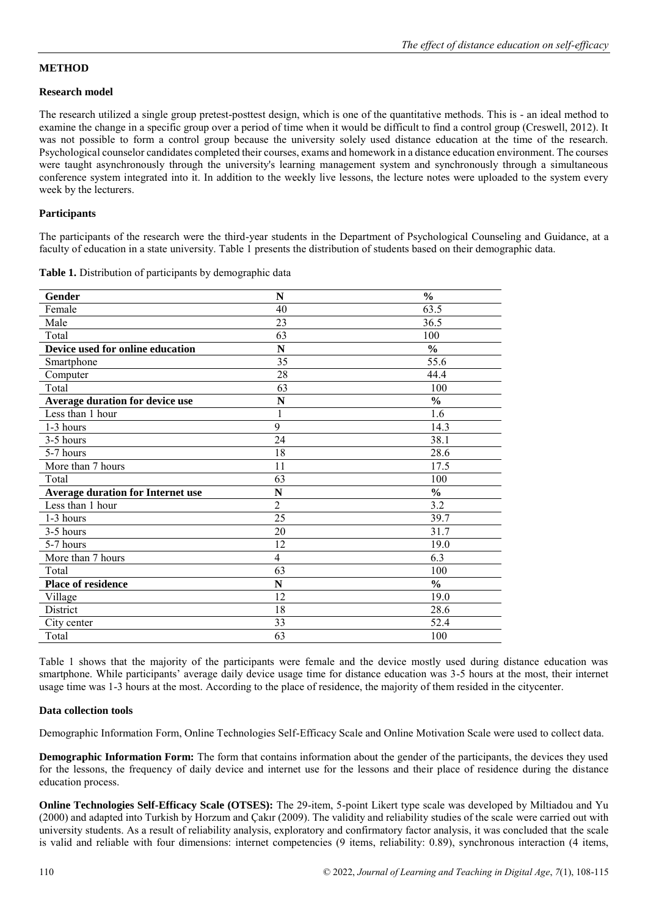## METHOD

### Research model

The research utilized a single group pretest-posttest design, which is one of the quantitative methods. This is - an ideal method to examine the change in a specific group over a period of time when it would be difficult to find a control group (Creswell, 2012). It was not possible to form a control group because the university solely used distance education at the time of the research. Psychological counselor candidates completed their courses, exams and homework in a distance education environment. The courses were taught asynchronously through the university's learning management system and synchronously through a simultaneous conference system integrated into it. In addition to the weekly live lessons, the lecture notes were uploaded to the system every week by the lecturers.

### Participants

The participants of the research were the third-year students in the Department of Psychological Counseling and Guidance, at a faculty of education in a state university. Table 1 presents the distribution of students based on their demographic data.

**Table 1.** Distribution of participants by demographic data

| **Gender** | **N** | **%** |
|---|---|---|
| Female | 40 | 63.5 |
| Male | 23 | 36.5 |
| Total | 63 | 100 |
| **Device used for online education** | **N** | **%** |
| Smartphone | 35 | 55.6 |
| Computer | 28 | 44.4 |
| Total | 63 | 100 |
| **Average duration for device use** | **N** | **%** |
| Less than 1 hour | 1 | 1.6 |
| 1-3 hours | 9 | 14.3 |
| 3-5 hours | 24 | 38.1 |
| 5-7 hours | 18 | 28.6 |
| More than 7 hours | 11 | 17.5 |
| Total | 63 | 100 |
| **Average duration for Internet use** | **N** | **%** |
| Less than 1 hour | 2 | 3.2 |
| 1-3 hours | 25 | 39.7 |
| 3-5 hours | 20 | 31.7 |
| 5-7 hours | 12 | 19.0 |
| More than 7 hours | 4 | 6.3 |
| Total | 63 | 100 |
| **Place of residence** | **N** | **%** |
| Village | 12 | 19.0 |
| District | 18 | 28.6 |
| City center | 33 | 52.4 |
| Total | 63 | 100 |

Table 1 shows that the majority of the participants were female and the device mostly used during distance education was smartphone. While participants' average daily device usage time for distance education was 3-5 hours at the most, their internet usage time was 1-3 hours at the most. According to the place of residence, the majority of them resided in the citycenter.

### Data collection tools

Demographic Information Form, Online Technologies Self-Efficacy Scale and Online Motivation Scale were used to collect data.

**Demographic Information Form:** The form that contains information about the gender of the participants, the devices they used for the lessons, the frequency of daily device and internet use for the lessons and their place of residence during the distance education process.

**Online Technologies Self-Efficacy Scale (OTSES):** The 29-item, 5-point Likert type scale was developed by Miltiadou and Yu (2000) and adapted into Turkish by Horzum and Çakır (2009). The validity and reliability studies of the scale were carried out with university students. As a result of reliability analysis, exploratory and confirmatory factor analysis, it was concluded that the scale is valid and reliable with four dimensions: internet competencies (9 items, reliability: 0.89), synchronous interaction (4 items,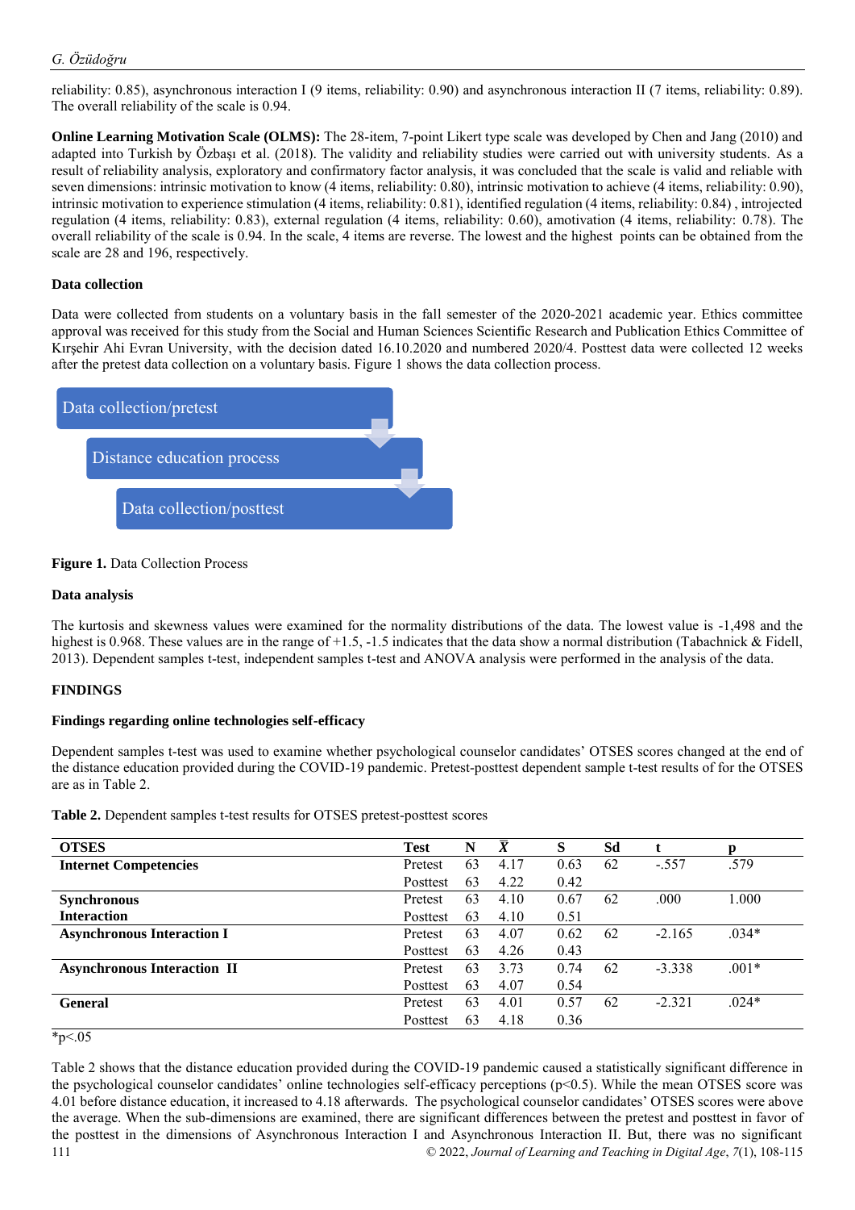reliability: 0.85), asynchronous interaction I (9 items, reliability: 0.90) and asynchronous interaction II (7 items, reliability: 0.89). The overall reliability of the scale is 0.94.

**Online Learning Motivation Scale (OLMS):** The 28-item, 7-point Likert type scale was developed by Chen and Jang (2010) and adapted into Turkish by Özbaşı et al. (2018). The validity and reliability studies were carried out with university students. As a result of reliability analysis, exploratory and confirmatory factor analysis, it was concluded that the scale is valid and reliable with seven dimensions: intrinsic motivation to know (4 items, reliability: 0.80), intrinsic motivation to achieve (4 items, reliability: 0.90), intrinsic motivation to experience stimulation (4 items, reliability: 0.81), identified regulation (4 items, reliability: 0.84) , introjected regulation (4 items, reliability: 0.83), external regulation (4 items, reliability: 0.60), amotivation (4 items, reliability: 0.78). The overall reliability of the scale is 0.94. In the scale, 4 items are reverse. The lowest and the highest points can be obtained from the scale are 28 and 196, respectively.

### Data collection

Data were collected from students on a voluntary basis in the fall semester of the 2020-2021 academic year. Ethics committee approval was received for this study from the Social and Human Sciences Scientific Research and Publication Ethics Committee of Kırşehir Ahi Evran University, with the decision dated 16.10.2020 and numbered 2020/4. Posttest data were collected 12 weeks after the pretest data collection on a voluntary basis. Figure 1 shows the data collection process.

Data collection/pretest

Distance education process

Data collection/posttest

**Figure 1.** Data Collection Process

### Data analysis

The kurtosis and skewness values were examined for the normality distributions of the data. The lowest value is -1,498 and the highest is 0.968. These values are in the range of +1.5, -1.5 indicates that the data show a normal distribution (Tabachnick & Fidell, 2013). Dependent samples t-test, independent samples t-test and ANOVA analysis were performed in the analysis of the data.

## FINDINGS

### Findings regarding online technologies self-efficacy

Dependent samples t-test was used to examine whether psychological counselor candidates' OTSES scores changed at the end of the distance education provided during the COVID-19 pandemic. Pretest-posttest dependent sample t-test results of for the OTSES are as in Table 2.

**Table 2.** Dependent samples t-test results for OTSES pretest-posttest scores

| OTSES | Test | N | $\bar{X}$ | S | Sd | t | p |
|---|---|---|---|---|---|---|---|
| **Internet Competencies** | Pretest | 63 | 4.17 | 0.63 | 62 | -.557 | .579 |
| | Posttest | 63 | 4.22 | 0.42 | | | |
| **Synchronous Interaction** | Pretest | 63 | 4.10 | 0.67 | 62 | .000 | 1.000 |
| | Posttest | 63 | 4.10 | 0.51 | | | |
| **Asynchronous Interaction I** | Pretest | 63 | 4.07 | 0.62 | 62 | -2.165 | .034* |
| | Posttest | 63 | 4.26 | 0.43 | | | |
| **Asynchronous Interaction II** | Pretest | 63 | 3.73 | 0.74 | 62 | -3.338 | .001* |
| | Posttest | 63 | 4.07 | 0.54 | | | |
| **General** | Pretest | 63 | 4.01 | 0.57 | 62 | -2.321 | .024* |
| | Posttest | 63 | 4.18 | 0.36 | | | |

*p<.05

Table 2 shows that the distance education provided during the COVID-19 pandemic caused a statistically significant difference in the psychological counselor candidates' online technologies self-efficacy perceptions (p<0.5). While the mean OTSES score was 4.01 before distance education, it increased to 4.18 afterwards. The psychological counselor candidates' OTSES scores were above the average. When the sub-dimensions are examined, there are significant differences between the pretest and posttest in favor of the posttest in the dimensions of Asynchronous Interaction I and Asynchronous Interaction II. But, there was no significant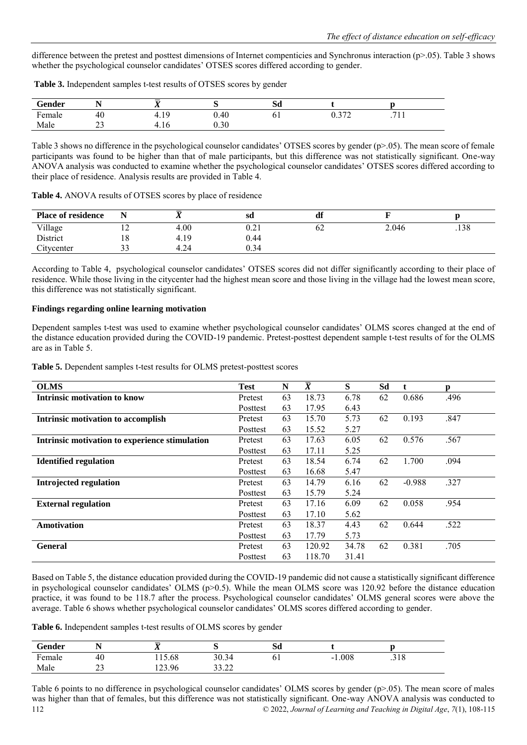difference between the pretest and posttest dimensions of Internet compenticies and Synchronus interaction (p>.05). Table 3 shows whether the psychological counselor candidates' OTSES scores differed according to gender.

**Table 3.** Independent samples t-test results of OTSES scores by gender

| Gender | N | $\bar{X}$ | S | Sd | t | p |
|---|---|---|---|---|---|---|
| Female | 40 | 4.19 | 0.40 | 61 | 0.372 | .711 |
| Male | 23 | 4.16 | 0.30 | | | |

Table 3 shows no difference in the psychological counselor candidates' OTSES scores by gender (p>.05). The mean score of female participants was found to be higher than that of male participants, but this difference was not statistically significant. One-way ANOVA analysis was conducted to examine whether the psychological counselor candidates' OTSES scores differed according to their place of residence. Analysis results are provided in Table 4.

**Table 4.** ANOVA results of OTSES scores by place of residence

| Place of residence | N | $\bar{X}$ | sd | df | F | p |
|---|---|---|---|---|---|---|
| Village | 12 | 4.00 | 0.21 | 62 | 2.046 | .138 |
| District | 18 | 4.19 | 0.44 | | | |
| Citycenter | 33 | 4.24 | 0.34 | | | |

According to Table 4, psychological counselor candidates' OTSES scores did not differ significantly according to their place of residence. While those living in the citycenter had the highest mean score and those living in the village had the lowest mean score, this difference was not statistically significant.

**Findings regarding online learning motivation**

Dependent samples t-test was used to examine whether psychological counselor candidates' OLMS scores changed at the end of the distance education provided during the COVID-19 pandemic. Pretest-posttest dependent sample t-test results of for the OLMS are as in Table 5.

**Table 5.** Dependent samples t-test results for OLMS pretest-posttest scores

| OLMS | Test | N | $\bar{X}$ | S | Sd | t | p |
|---|---|---|---|---|---|---|---|
| **Intrinsic motivation to know** | Pretest | 63 | 18.73 | 6.78 | 62 | 0.686 | .496 |
| | Posttest | 63 | 17.95 | 6.43 | | | |
| **Intrinsic motivation to accomplish** | Pretest | 63 | 15.70 | 5.73 | 62 | 0.193 | .847 |
| | Posttest | 63 | 15.52 | 5.27 | | | |
| **Intrinsic motivation to experience stimulation** | Pretest | 63 | 17.63 | 6.05 | 62 | 0.576 | .567 |
| | Posttest | 63 | 17.11 | 5.25 | | | |
| **Identified regulation** | Pretest | 63 | 18.54 | 6.74 | 62 | 1.700 | .094 |
| | Posttest | 63 | 16.68 | 5.47 | | | |
| **Introjected regulation** | Pretest | 63 | 14.79 | 6.16 | 62 | -0.988 | .327 |
| | Posttest | 63 | 15.79 | 5.24 | | | |
| **External regulation** | Pretest | 63 | 17.16 | 6.09 | 62 | 0.058 | .954 |
| | Posttest | 63 | 17.10 | 5.62 | | | |
| **Amotivation** | Pretest | 63 | 18.37 | 4.43 | 62 | 0.644 | .522 |
| | Posttest | 63 | 17.79 | 5.73 | | | |
| **General** | Pretest | 63 | 120.92 | 34.78 | 62 | 0.381 | .705 |
| | Posttest | 63 | 118.70 | 31.41 | | | |

Based on Table 5, the distance education provided during the COVID-19 pandemic did not cause a statistically significant difference in psychological counselor candidates' OLMS (p>0.5). While the mean OLMS score was 120.92 before the distance education practice, it was found to be 118.7 after the process. Psychological counselor candidates' OLMS general scores were above the average. Table 6 shows whether psychological counselor candidates' OLMS scores differed according to gender.

**Table 6.** Independent samples t-test results of OLMS scores by gender

| Gender | N | $\bar{X}$ | S | Sd | t | p |
|---|---|---|---|---|---|---|
| Female | 40 | 115.68 | 30.34 | 61 | -1.008 | .318 |
| Male | 23 | 123.96 | 33.22 | | | |

Table 6 points to no difference in psychological counselor candidates' OLMS scores by gender (p>.05). The mean score of males was higher than that of females, but this difference was not statistically significant. One-way ANOVA analysis was conducted to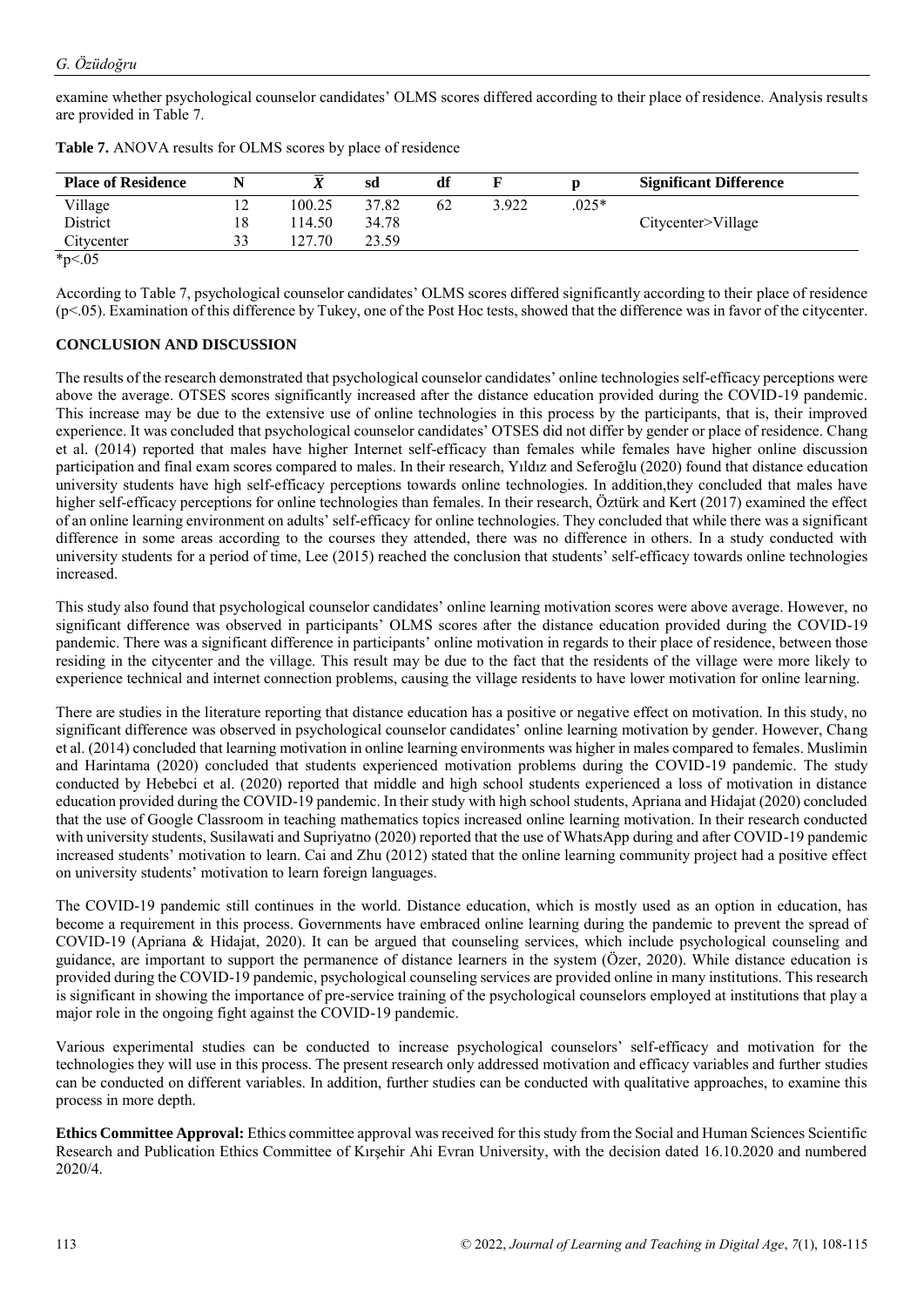examine whether psychological counselor candidates' OLMS scores differed according to their place of residence. Analysis results are provided in Table 7.

**Table 7.** ANOVA results for OLMS scores by place of residence

| Place of Residence | N | $\bar{X}$ | sd | df | F | p | Significant Difference |
|---|---|---|---|---|---|---|---|
| Village | 12 | 100.25 | 37.82 | 62 | 3.922 | .025* | |
| District | 18 | 114.50 | 34.78 | | | | Citycenter>Village |
| Citycenter | 33 | 127.70 | 23.59 | | | | |

*p<.05

According to Table 7, psychological counselor candidates' OLMS scores differed significantly according to their place of residence (p<.05). Examination of this difference by Tukey, one of the Post Hoc tests, showed that the difference was in favor of the citycenter.

## CONCLUSION AND DISCUSSION

The results of the research demonstrated that psychological counselor candidates' online technologies self-efficacy perceptions were above the average. OTSES scores significantly increased after the distance education provided during the COVID-19 pandemic. This increase may be due to the extensive use of online technologies in this process by the participants, that is, their improved experience. It was concluded that psychological counselor candidates' OTSES did not differ by gender or place of residence. Chang et al. (2014) reported that males have higher Internet self-efficacy than females while females have higher online discussion participation and final exam scores compared to males. In their research, Yıldız and Seferoğlu (2020) found that distance education university students have high self-efficacy perceptions towards online technologies. In addition,they concluded that males have higher self-efficacy perceptions for online technologies than females. In their research, Öztürk and Kert (2017) examined the effect of an online learning environment on adults' self-efficacy for online technologies. They concluded that while there was a significant difference in some areas according to the courses they attended, there was no difference in others. In a study conducted with university students for a period of time, Lee (2015) reached the conclusion that students' self-efficacy towards online technologies increased.

This study also found that psychological counselor candidates' online learning motivation scores were above average. However, no significant difference was observed in participants' OLMS scores after the distance education provided during the COVID-19 pandemic. There was a significant difference in participants' online motivation in regards to their place of residence, between those residing in the citycenter and the village. This result may be due to the fact that the residents of the village were more likely to experience technical and internet connection problems, causing the village residents to have lower motivation for online learning.

There are studies in the literature reporting that distance education has a positive or negative effect on motivation. In this study, no significant difference was observed in psychological counselor candidates' online learning motivation by gender. However, Chang et al. (2014) concluded that learning motivation in online learning environments was higher in males compared to females. Muslimin and Harintama (2020) concluded that students experienced motivation problems during the COVID-19 pandemic. The study conducted by Hebebci et al. (2020) reported that middle and high school students experienced a loss of motivation in distance education provided during the COVID-19 pandemic. In their study with high school students, Apriana and Hidajat (2020) concluded that the use of Google Classroom in teaching mathematics topics increased online learning motivation. In their research conducted with university students, Susilawati and Supriyatno (2020) reported that the use of WhatsApp during and after COVID-19 pandemic increased students' motivation to learn. Cai and Zhu (2012) stated that the online learning community project had a positive effect on university students' motivation to learn foreign languages.

The COVID-19 pandemic still continues in the world. Distance education, which is mostly used as an option in education, has become a requirement in this process. Governments have embraced online learning during the pandemic to prevent the spread of COVID-19 (Apriana & Hidajat, 2020). It can be argued that counseling services, which include psychological counseling and guidance, are important to support the permanence of distance learners in the system (Özer, 2020). While distance education is provided during the COVID-19 pandemic, psychological counseling services are provided online in many institutions. This research is significant in showing the importance of pre-service training of the psychological counselors employed at institutions that play a major role in the ongoing fight against the COVID-19 pandemic.

Various experimental studies can be conducted to increase psychological counselors' self-efficacy and motivation for the technologies they will use in this process. The present research only addressed motivation and efficacy variables and further studies can be conducted on different variables. In addition, further studies can be conducted with qualitative approaches, to examine this process in more depth.

**Ethics Committee Approval:** Ethics committee approval was received for this study from the Social and Human Sciences Scientific Research and Publication Ethics Committee of Kırşehir Ahi Evran University, with the decision dated 16.10.2020 and numbered 2020/4.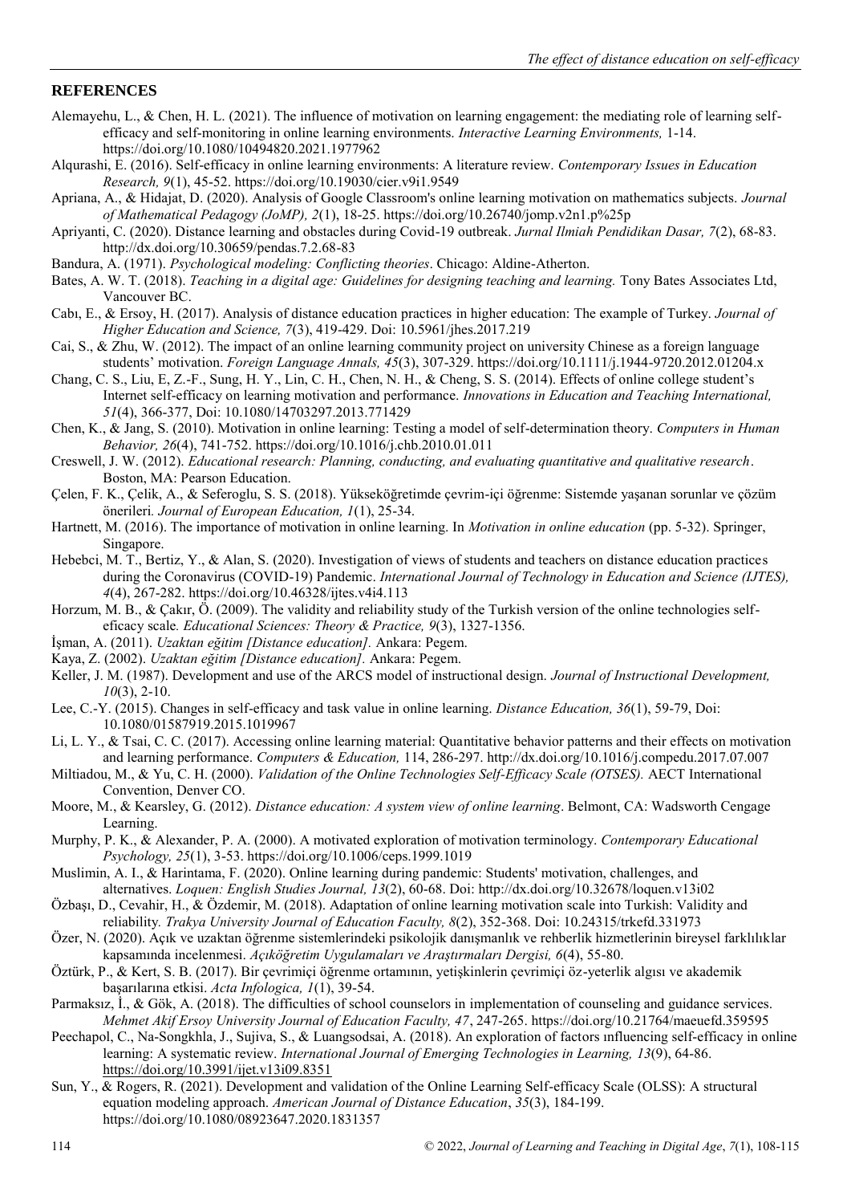## REFERENCES

Alemayehu, L., & Chen, H. L. (2021). The influence of motivation on learning engagement: the mediating role of learning self-efficacy and self-monitoring in online learning environments. *Interactive Learning Environments,* 1-14. https://doi.org/10.1080/10494820.2021.1977962

Alqurashi, E. (2016). Self-efficacy in online learning environments: A literature review. *Contemporary Issues in Education Research, 9*(1), 45-52. https://doi.org/10.19030/cier.v9i1.9549

Apriana, A., & Hidajat, D. (2020). Analysis of Google Classroom's online learning motivation on mathematics subjects. *Journal of Mathematical Pedagogy (JoMP), 2*(1), 18-25. https://doi.org/10.26740/jomp.v2n1.p%25p

Apriyanti, C. (2020). Distance learning and obstacles during Covid-19 outbreak. *Jurnal Ilmiah Pendidikan Dasar, 7*(2), 68-83. http://dx.doi.org/10.30659/pendas.7.2.68-83

Bandura, A. (1971). *Psychological modeling: Conflicting theories*. Chicago: Aldine-Atherton.

Bates, A. W. T. (2018). *Teaching in a digital age: Guidelines for designing teaching and learning.* Tony Bates Associates Ltd, Vancouver BC.

Cabı, E., & Ersoy, H. (2017). Analysis of distance education practices in higher education: The example of Turkey. *Journal of Higher Education and Science, 7*(3), 419-429. Doi: 10.5961/jhes.2017.219

Cai, S., & Zhu, W. (2012). The impact of an online learning community project on university Chinese as a foreign language students' motivation. *Foreign Language Annals, 45*(3), 307-329. https://doi.org/10.1111/j.1944-9720.2012.01204.x

Chang, C. S., Liu, E, Z.-F., Sung, H. Y., Lin, C. H., Chen, N. H., & Cheng, S. S. (2014). Effects of online college student's Internet self-efficacy on learning motivation and performance. *Innovations in Education and Teaching International, 51*(4), 366-377, Doi: 10.1080/14703297.2013.771429

Chen, K., & Jang, S. (2010). Motivation in online learning: Testing a model of self-determination theory. *Computers in Human Behavior, 26*(4), 741-752. https://doi.org/10.1016/j.chb.2010.01.011

Creswell, J. W. (2012). *Educational research: Planning, conducting, and evaluating quantitative and qualitative research*. Boston, MA: Pearson Education.

Çelen, F. K., Çelik, A., & Seferoglu, S. S. (2018). Yükseköğretimde çevrim-içi öğrenme: Sistemde yaşanan sorunlar ve çözüm önerileri*. Journal of European Education, 1*(1), 25-34.

Hartnett, M. (2016). The importance of motivation in online learning. In *Motivation in online education* (pp. 5-32). Springer, Singapore.

Hebebci, M. T., Bertiz, Y., & Alan, S. (2020). Investigation of views of students and teachers on distance education practices during the Coronavirus (COVID-19) Pandemic. *International Journal of Technology in Education and Science (IJTES), 4*(4), 267-282. https://doi.org/10.46328/ijtes.v4i4.113

Horzum, M. B., & Çakır, Ö. (2009). The validity and reliability study of the Turkish version of the online technologies self-efficacy scale*. Educational Sciences: Theory & Practice, 9*(3), 1327-1356.

İşman, A. (2011). *Uzaktan eğitim [Distance education].* Ankara: Pegem.

Kaya, Z. (2002). *Uzaktan eğitim [Distance education].* Ankara: Pegem.

Keller, J. M. (1987). Development and use of the ARCS model of instructional design. *Journal of Instructional Development, 10*(3), 2-10.

Lee, C.-Y. (2015). Changes in self-efficacy and task value in online learning. *Distance Education, 36*(1), 59-79, Doi: 10.1080/01587919.2015.1019967

Li, L. Y., & Tsai, C. C. (2017). Accessing online learning material: Quantitative behavior patterns and their effects on motivation and learning performance. *Computers & Education,* 114, 286-297. http://dx.doi.org/10.1016/j.compedu.2017.07.007

Miltiadou, M., & Yu, C. H. (2000). *Validation of the Online Technologies Self-Efficacy Scale (OTSES).* AECT International Convention, Denver CO.

Moore, M., & Kearsley, G. (2012). *Distance education: A system view of online learning*. Belmont, CA: Wadsworth Cengage Learning.

Murphy, P. K., & Alexander, P. A. (2000). A motivated exploration of motivation terminology. *Contemporary Educational Psychology, 25*(1), 3-53. https://doi.org/10.1006/ceps.1999.1019

Muslimin, A. I., & Harintama, F. (2020). Online learning during pandemic: Students' motivation, challenges, and alternatives. *Loquen: English Studies Journal, 13*(2), 60-68. Doi: http://dx.doi.org/10.32678/loquen.v13i02

Özbaşı, D., Cevahir, H., & Özdemir, M. (2018). Adaptation of online learning motivation scale into Turkish: Validity and reliability*. Trakya University Journal of Education Faculty, 8*(2), 352-368. Doi: 10.24315/trkefd.331973

Özer, N. (2020). Açık ve uzaktan öğrenme sistemlerindeki psikolojik danışmanlık ve rehberlik hizmetlerinin bireysel farklılıklar kapsamında incelenmesi. *Açıköğretim Uygulamaları ve Araştırmaları Dergisi, 6*(4), 55-80.

Öztürk, P., & Kert, S. B. (2017). Bir çevrimiçi öğrenme ortamının, yetişkinlerin çevrimiçi öz-yeterlik algısı ve akademik başarılarına etkisi. *Acta Infologica, 1*(1), 39-54.

Parmaksız, İ., & Gök, A. (2018). The difficulties of school counselors in implementation of counseling and guidance services. *Mehmet Akif Ersoy University Journal of Education Faculty, 47*, 247-265. https://doi.org/10.21764/maeuefd.359595

Peechapol, C., Na-Songkhla, J., Sujiva, S., & Luangsodsai, A. (2018). An exploration of factors ınfluencing self-efficacy in online learning: A systematic review. *International Journal of Emerging Technologies in Learning, 13*(9), 64-86. https://doi.org/10.3991/ijet.v13i09.8351

Sun, Y., & Rogers, R. (2021). Development and validation of the Online Learning Self-efficacy Scale (OLSS): A structural equation modeling approach. *American Journal of Distance Education*, *35*(3), 184-199. https://doi.org/10.1080/08923647.2020.1831357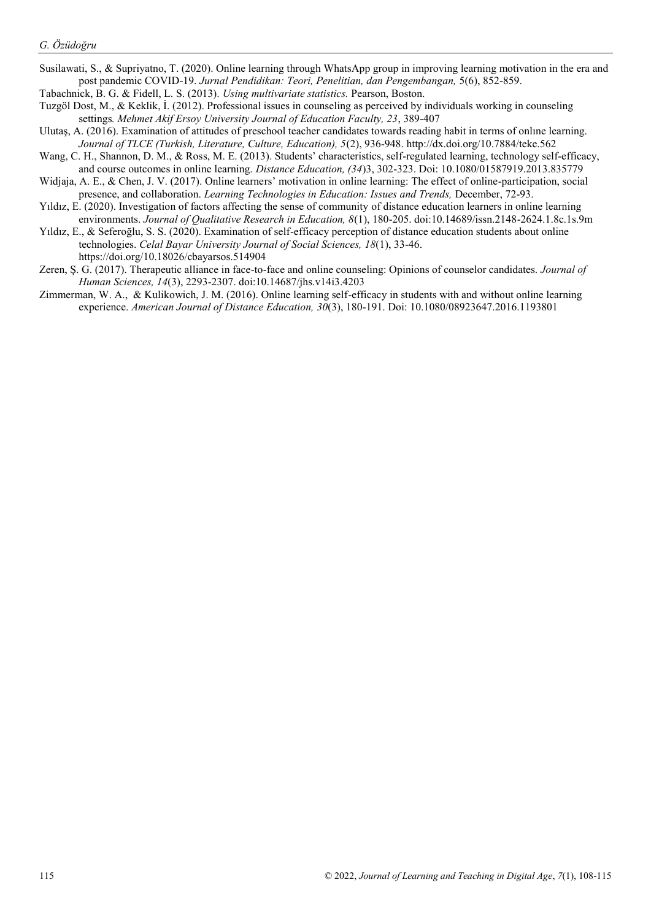Susilawati, S., & Supriyatno, T. (2020). Online learning through WhatsApp group in improving learning motivation in the era and post pandemic COVID-19. *Jurnal Pendidikan: Teori, Penelitian, dan Pengembangan,* 5(6), 852-859.

Tabachnick, B. G. & Fidell, L. S. (2013). *Using multivariate statistics.* Pearson, Boston.

Tuzgöl Dost, M., & Keklik, İ. (2012). Professional issues in counseling as perceived by individuals working in counseling settings*. Mehmet Akif Ersoy University Journal of Education Faculty, 23*, 389-407

Ulutaş, A. (2016). Examination of attitudes of preschool teacher candidates towards reading habit in terms of onlıne learning. *Journal of TLCE (Turkish, Literature, Culture, Education), 5*(2), 936-948. http://dx.doi.org/10.7884/teke.562

Wang, C. H., Shannon, D. M., & Ross, M. E. (2013). Students' characteristics, self-regulated learning, technology self-efficacy, and course outcomes in online learning. *Distance Education, (34*)3, 302-323. Doi: 10.1080/01587919.2013.835779

Widjaja, A. E., & Chen, J. V. (2017). Online learners' motivation in online learning: The effect of online-participation, social presence, and collaboration. *Learning Technologies in Education: Issues and Trends,* December, 72-93.

Yıldız, E. (2020). Investigation of factors affecting the sense of community of distance education learners in online learning environments. *Journal of Qualitative Research in Education, 8*(1), 180-205. doi:10.14689/issn.2148-2624.1.8c.1s.9m

Yıldız, E., & Seferoğlu, S. S. (2020). Examination of self-efficacy perception of distance education students about online technologies. *Celal Bayar University Journal of Social Sciences, 18*(1), 33-46. https://doi.org/10.18026/cbayarsos.514904

Zeren, Ş. G. (2017). Therapeutic alliance in face-to-face and online counseling: Opinions of counselor candidates. *Journal of Human Sciences, 14*(3), 2293-2307. doi:10.14687/jhs.v14i3.4203

Zimmerman, W. A., & Kulikowich, J. M. (2016). Online learning self-efficacy in students with and without online learning experience. *American Journal of Distance Education, 30*(3), 180-191. Doi: 10.1080/08923647.2016.1193801